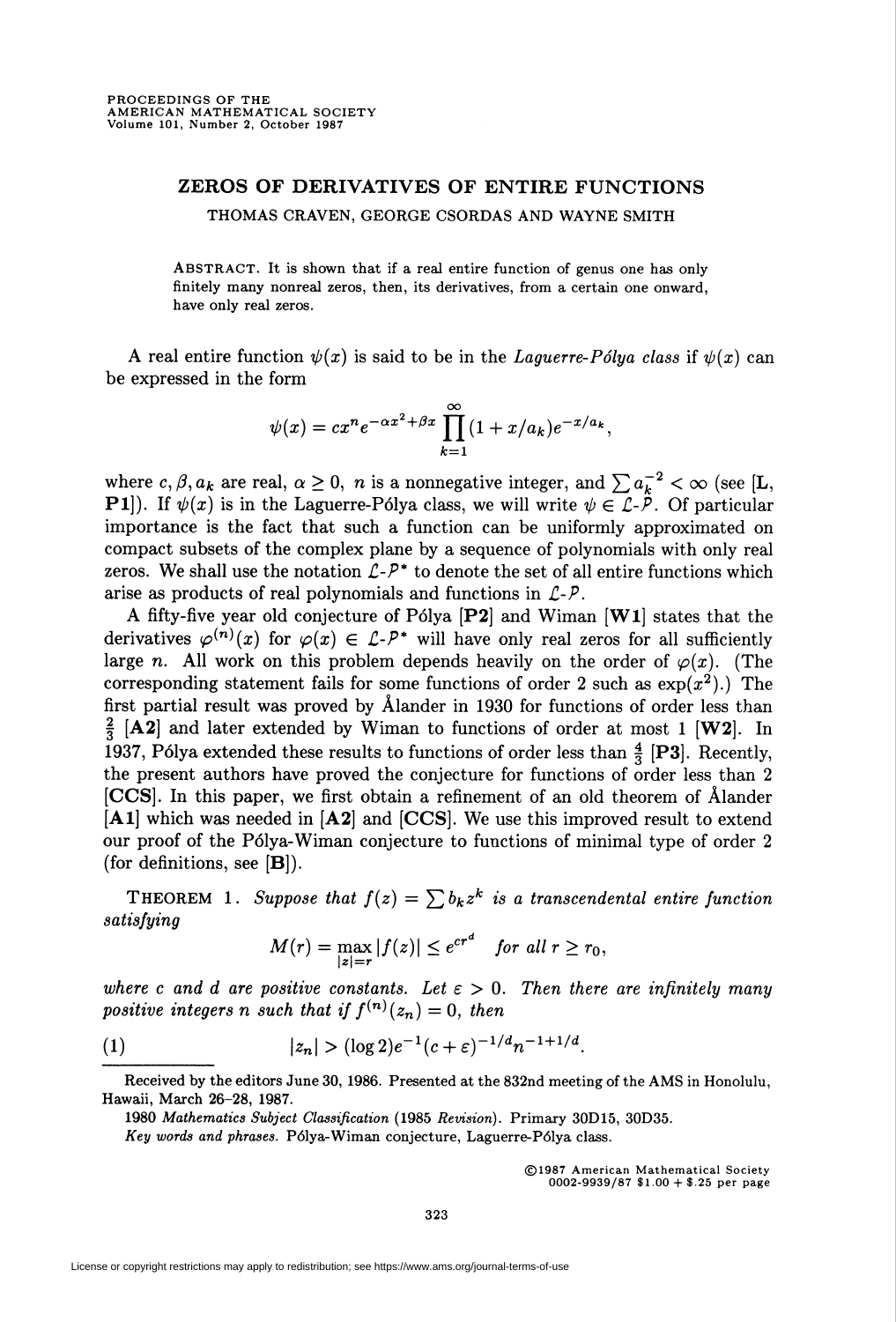PROCEEDINGS OF THE AMERICAN MATHEMATICAL SOCIETY
Volume 101, Number 2, October 1987

# ZEROS OF DERIVATIVES OF ENTIRE FUNCTIONS

THOMAS CRAVEN, GEORGE CSORDAS AND WAYNE SMITH

ABSTRACT. It is shown that if a real entire function of genus one has only finitely many nonreal zeros, then, its derivatives, from a certain one onward, have only real zeros.

A real entire function $\psi(x)$ is said to be in the *Laguerre-Pólya class* if $\psi(x)$ can be expressed in the form

$$\psi(x) = cx^n e^{-\alpha x^2 + \beta x} \prod_{k=1}^{\infty} (1 + x/a_k) e^{-x/a_k},$$

where $c, \beta, a_k$ are real, $\alpha \geq 0$, $n$ is a nonnegative integer, and $\sum a_k^{-2} < \infty$ (see [**L**, **P1**]). If $\psi(x)$ is in the Laguerre-Pólya class, we will write $\psi \in \mathcal{L}\text{-}\mathcal{P}$. Of particular importance is the fact that such a function can be uniformly approximated on compact subsets of the complex plane by a sequence of polynomials with only real zeros. We shall use the notation $\mathcal{L}\text{-}\mathcal{P}^*$ to denote the set of all entire functions which arise as products of real polynomials and functions in $\mathcal{L}\text{-}\mathcal{P}$.

A fifty-five year old conjecture of Pólya [**P2**] and Wiman [**W1**] states that the derivatives $\varphi^{(n)}(x)$ for $\varphi(x) \in \mathcal{L}\text{-}\mathcal{P}^*$ will have only real zeros for all sufficiently large $n$. All work on this problem depends heavily on the order of $\varphi(x)$. (The corresponding statement fails for some functions of order 2 such as $\exp(x^2)$.) The first partial result was proved by Ålander in 1930 for functions of order less than $\frac{2}{3}$ [**A2**] and later extended by Wiman to functions of order at most 1 [**W2**]. In 1937, Pólya extended these results to functions of order less than $\frac{4}{3}$ [**P3**]. Recently, the present authors have proved the conjecture for functions of order less than 2 [**CCS**]. In this paper, we first obtain a refinement of an old theorem of Ålander [**A1**] which was needed in [**A2**] and [**CCS**]. We use this improved result to extend our proof of the Pólya-Wiman conjecture to functions of minimal type of order 2 (for definitions, see [**B**]).

THEOREM 1. *Suppose that $f(z) = \sum b_k z^k$ is a transcendental entire function satisfying*

$$M(r) = \max_{|z|=r} |f(z)| \leq e^{cr^d} \quad \textit{for all } r \geq r_0,$$

*where $c$ and $d$ are positive constants. Let $\varepsilon > 0$. Then there are infinitely many positive integers $n$ such that if $f^{(n)}(z_n) = 0$, then*

$$(1) \qquad |z_n| > (\log 2) e^{-1} (c + \varepsilon)^{-1/d} n^{-1+1/d}.$$

Received by the editors June 30, 1986. Presented at the 832nd meeting of the AMS in Honolulu, Hawaii, March 26–28, 1987.

1980 *Mathematics Subject Classification* (1985 *Revision*). Primary 30D15, 30D35.

*Key words and phrases.* Pólya-Wiman conjecture, Laguerre-Pólya class.

©1987 American Mathematical Society
0002-9939/87 $1.00 + $.25 per page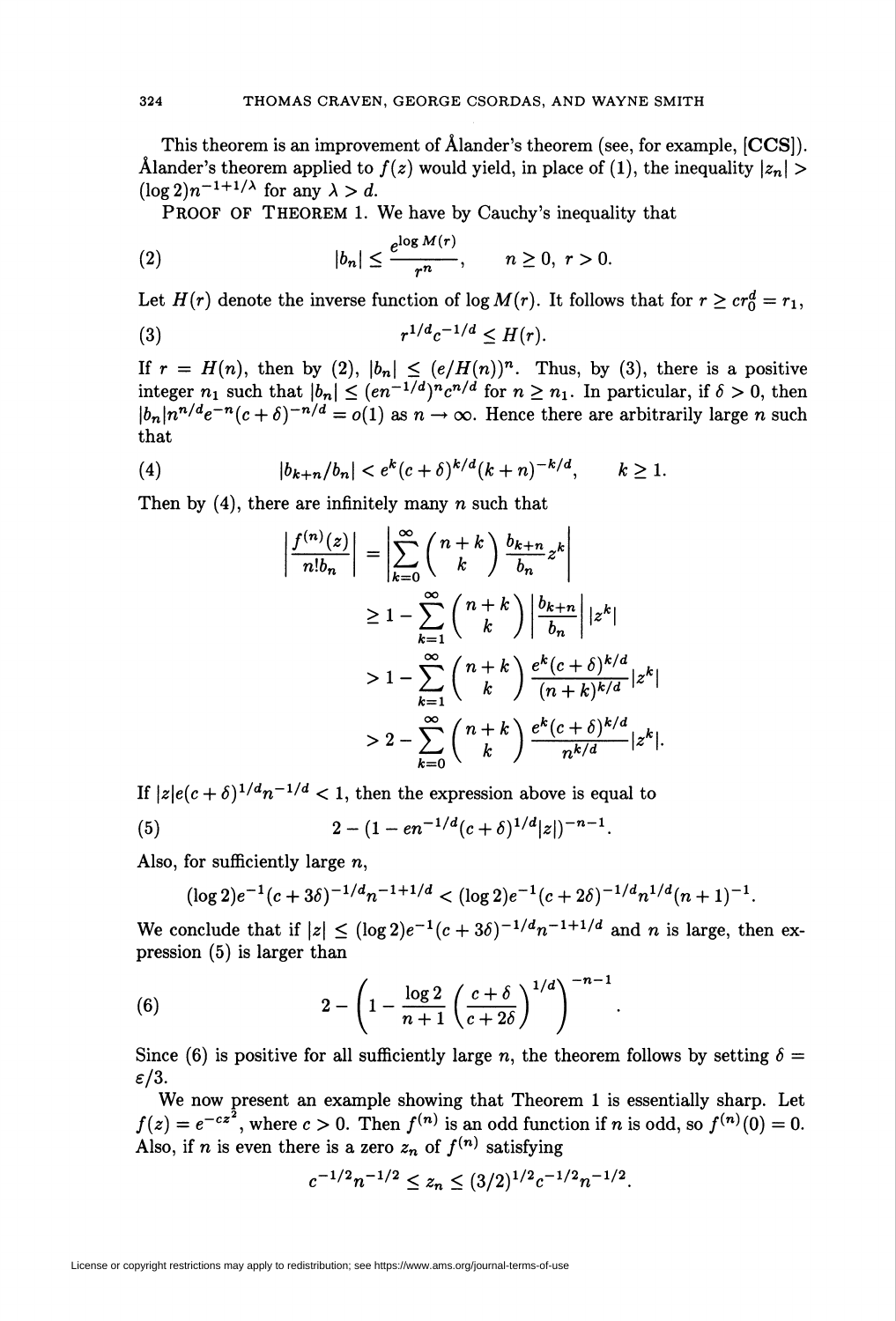This theorem is an improvement of Ålander's theorem (see, for example, [CCS]). Ålander's theorem applied to $f(z)$ would yield, in place of (1), the inequality $|z_n| > (\log 2) n^{-1+1/\lambda}$ for any $\lambda > d$.

PROOF OF THEOREM 1. We have by Cauchy's inequality that

$$|b_n| \leq \frac{e^{\log M(r)}}{r^n}, \qquad n \geq 0,\ r > 0. \tag{2}$$

Let $H(r)$ denote the inverse function of $\log M(r)$. It follows that for $r \geq c r_0^d = r_1$,

$$r^{1/d} c^{-1/d} \leq H(r). \tag{3}$$

If $r = H(n)$, then by (2), $|b_n| \leq (e/H(n))^n$. Thus, by (3), there is a positive integer $n_1$ such that $|b_n| \leq (en^{-1/d})^n c^{n/d}$ for $n \geq n_1$. In particular, if $\delta > 0$, then $|b_n| n^{n/d} e^{-n} (c+\delta)^{-n/d} = o(1)$ as $n \to \infty$. Hence there are arbitrarily large $n$ such that

$$|b_{k+n}/b_n| < e^k (c+\delta)^{k/d} (k+n)^{-k/d}, \qquad k \geq 1. \tag{4}$$

Then by (4), there are infinitely many $n$ such that

$$\begin{aligned}
\left| \frac{f^{(n)}(z)}{n! b_n} \right| &= \left| \sum_{k=0}^{\infty} \binom{n+k}{k} \frac{b_{k+n}}{b_n} z^k \right| \\
&\geq 1 - \sum_{k=1}^{\infty} \binom{n+k}{k} \left| \frac{b_{k+n}}{b_n} \right| |z^k| \\
&> 1 - \sum_{k=1}^{\infty} \binom{n+k}{k} \frac{e^k (c+\delta)^{k/d}}{(n+k)^{k/d}} |z^k| \\
&> 2 - \sum_{k=0}^{\infty} \binom{n+k}{k} \frac{e^k (c+\delta)^{k/d}}{n^{k/d}} |z^k|.
\end{aligned}$$

If $|z| e (c+\delta)^{1/d} n^{-1/d} < 1$, then the expression above is equal to

$$2 - (1 - en^{-1/d}(c+\delta)^{1/d}|z|)^{-n-1}. \tag{5}$$

Also, for sufficiently large $n$,

$$(\log 2) e^{-1} (c+3\delta)^{-1/d} n^{-1+1/d} < (\log 2) e^{-1} (c+2\delta)^{-1/d} n^{1/d} (n+1)^{-1}.$$

We conclude that if $|z| \leq (\log 2) e^{-1} (c+3\delta)^{-1/d} n^{-1+1/d}$ and $n$ is large, then expression (5) is larger than

$$2 - \left( 1 - \frac{\log 2}{n+1} \left( \frac{c+\delta}{c+2\delta} \right)^{1/d} \right)^{-n-1}. \tag{6}$$

Since (6) is positive for all sufficiently large $n$, the theorem follows by setting $\delta = \varepsilon/3$.

We now present an example showing that Theorem 1 is essentially sharp. Let $f(z) = e^{-cz^2}$, where $c > 0$. Then $f^{(n)}$ is an odd function if $n$ is odd, so $f^{(n)}(0) = 0$. Also, if $n$ is even there is a zero $z_n$ of $f^{(n)}$ satisfying

$$c^{-1/2} n^{-1/2} \leq z_n \leq (3/2)^{1/2} c^{-1/2} n^{-1/2}.$$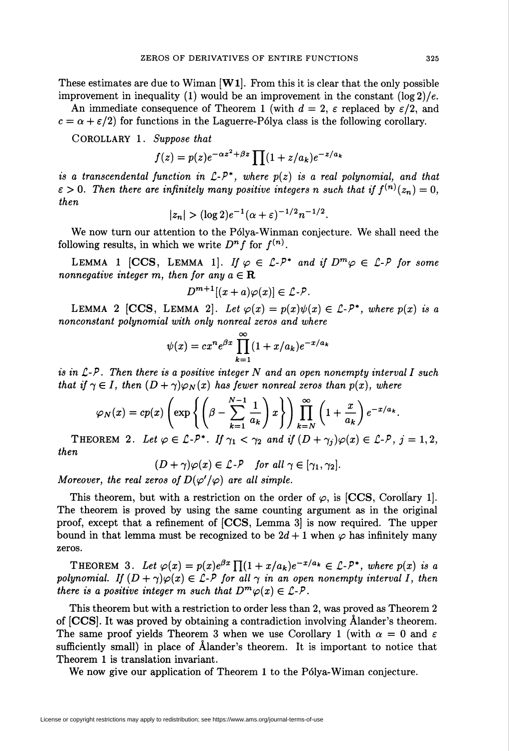These estimates are due to Wiman [**W1**]. From this it is clear that the only possible improvement in inequality (1) would be an improvement in the constant $(\log 2)/e$.

An immediate consequence of Theorem 1 (with $d = 2$, $\varepsilon$ replaced by $\varepsilon/2$, and $c = \alpha + \varepsilon/2$) for functions in the Laguerre-Pólya class is the following corollary.

COROLLARY 1. *Suppose that*

$$f(z) = p(z)e^{-\alpha z^2 + \beta z} \prod (1 + z/a_k)e^{-z/a_k}$$

*is a transcendental function in* $\mathcal{L}\text{-}\mathcal{P}^*$, *where* $p(z)$ *is a real polynomial, and that* $\varepsilon > 0$. *Then there are infinitely many positive integers* $n$ *such that if* $f^{(n)}(z_n) = 0$, *then*

$$|z_n| > (\log 2)e^{-1}(\alpha + \varepsilon)^{-1/2} n^{-1/2}.$$

We now turn our attention to the Pólya-Winman conjecture. We shall need the following results, in which we write $D^n f$ for $f^{(n)}$.

LEMMA 1 [**CCS**, LEMMA 1]. *If* $\varphi \in \mathcal{L}\text{-}\mathcal{P}^*$ *and if* $D^m \varphi \in \mathcal{L}\text{-}\mathcal{P}$ *for some nonnegative integer* $m$, *then for any* $a \in \mathbf{R}$

$$D^{m+1}[(x + a)\varphi(x)] \in \mathcal{L}\text{-}\mathcal{P}.$$

LEMMA 2 [**CCS**, LEMMA 2]. *Let* $\varphi(x) = p(x)\psi(x) \in \mathcal{L}\text{-}\mathcal{P}^*$, *where* $p(x)$ *is a nonconstant polynomial with only nonreal zeros and where*

$$\psi(x) = cx^n e^{\beta x} \prod_{k=1}^{\infty} (1 + x/a_k)e^{-x/a_k}$$

*is in* $\mathcal{L}\text{-}\mathcal{P}$. *Then there is a positive integer* $N$ *and an open nonempty interval* $I$ *such that if* $\gamma \in I$, *then* $(D + \gamma)\varphi_N(x)$ *has fewer nonreal zeros than* $p(x)$, *where*

$$\varphi_N(x) = cp(x)\left(\exp\left\{\left(\beta - \sum_{k=1}^{N-1} \frac{1}{a_k}\right)x\right\}\right) \prod_{k=N}^{\infty} \left(1 + \frac{x}{a_k}\right)e^{-x/a_k}.$$

THEOREM 2. *Let* $\varphi \in \mathcal{L}\text{-}\mathcal{P}^*$. *If* $\gamma_1 < \gamma_2$ *and if* $(D + \gamma_j)\varphi(x) \in \mathcal{L}\text{-}\mathcal{P}$, $j = 1, 2$, *then*

$$(D + \gamma)\varphi(x) \in \mathcal{L}\text{-}\mathcal{P} \quad \text{for all } \gamma \in [\gamma_1, \gamma_2].$$

*Moreover, the real zeros of* $D(\varphi'/\varphi)$ *are all simple.*

This theorem, but with a restriction on the order of $\varphi$, is [**CCS**, Corollary 1]. The theorem is proved by using the same counting argument as in the original proof, except that a refinement of [**CCS**, Lemma 3] is now required. The upper bound in that lemma must be recognized to be $2d + 1$ when $\varphi$ has infinitely many zeros.

THEOREM 3. *Let* $\varphi(x) = p(x)e^{\beta x} \prod (1 + x/a_k)e^{-x/a_k} \in \mathcal{L}\text{-}\mathcal{P}^*$, *where* $p(x)$ *is a polynomial. If* $(D + \gamma)\varphi(x) \in \mathcal{L}\text{-}\mathcal{P}$ *for all* $\gamma$ *in an open nonempty interval* $I$, *then there is a positive integer* $m$ *such that* $D^m \varphi(x) \in \mathcal{L}\text{-}\mathcal{P}$.

This theorem but with a restriction to order less than 2, was proved as Theorem 2 of [**CCS**]. It was proved by obtaining a contradiction involving Ålander's theorem. The same proof yields Theorem 3 when we use Corollary 1 (with $\alpha = 0$ and $\varepsilon$ sufficiently small) in place of Ålander's theorem. It is important to notice that Theorem 1 is translation invariant.

We now give our application of Theorem 1 to the Pólya-Wiman conjecture.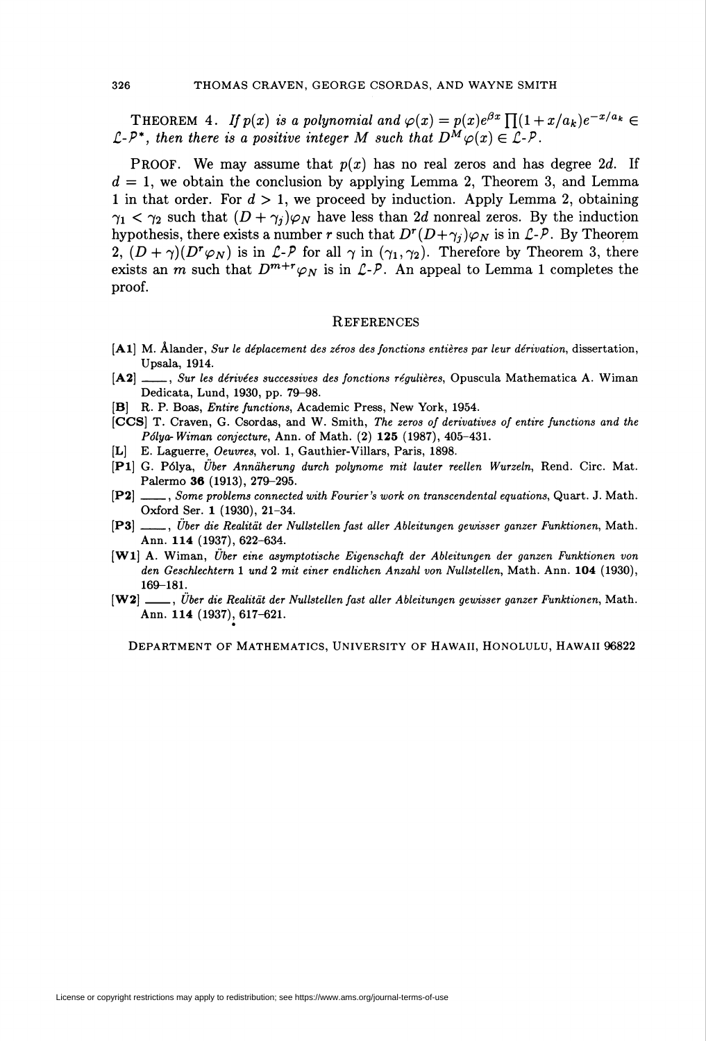THEOREM 4. *If* $p(x)$ *is a polynomial and* $\varphi(x) = p(x)e^{\beta x}\prod(1 + x/a_k)e^{-x/a_k} \in \mathcal{L}\text{-}\mathcal{P}^*$, *then there is a positive integer* $M$ *such that* $D^M\varphi(x) \in \mathcal{L}\text{-}\mathcal{P}$.

PROOF. We may assume that $p(x)$ has no real zeros and has degree $2d$. If $d = 1$, we obtain the conclusion by applying Lemma 2, Theorem 3, and Lemma 1 in that order. For $d > 1$, we proceed by induction. Apply Lemma 2, obtaining $\gamma_1 < \gamma_2$ such that $(D + \gamma_j)\varphi_N$ have less than $2d$ nonreal zeros. By the induction hypothesis, there exists a number $r$ such that $D^r(D+\gamma_j)\varphi_N$ is in $\mathcal{L}\text{-}\mathcal{P}$. By Theorem 2, $(D + \gamma)(D^r\varphi_N)$ is in $\mathcal{L}\text{-}\mathcal{P}$ for all $\gamma$ in $(\gamma_1, \gamma_2)$. Therefore by Theorem 3, there exists an $m$ such that $D^{m+r}\varphi_N$ is in $\mathcal{L}\text{-}\mathcal{P}$. An appeal to Lemma 1 completes the proof.

## REFERENCES

[**A1**] M. Ålander, *Sur le déplacement des zéros des fonctions entières par leur dérivation*, dissertation, Upsala, 1914.

[**A2**] ——, *Sur les dérivées successives des fonctions régulières*, Opuscula Mathematica A. Wiman Dedicata, Lund, 1930, pp. 79–98.

[**B**] R. P. Boas, *Entire functions*, Academic Press, New York, 1954.

[**CCS**] T. Craven, G. Csordas, and W. Smith, *The zeros of derivatives of entire functions and the Pólya-Wiman conjecture*, Ann. of Math. (2) **125** (1987), 405–431.

[**L**] E. Laguerre, *Oeuvres*, vol. 1, Gauthier-Villars, Paris, 1898.

[**P1**] G. Pólya, *Über Annäherung durch polynome mit lauter reellen Wurzeln*, Rend. Circ. Mat. Palermo **36** (1913), 279–295.

[**P2**] ——, *Some problems connected with Fourier's work on transcendental equations*, Quart. J. Math. Oxford Ser. **1** (1930), 21–34.

[**P3**] ——, *Über die Realität der Nullstellen fast aller Ableitungen gewisser ganzer Funktionen*, Math. Ann. **114** (1937), 622–634.

[**W1**] A. Wiman, *Über eine asymptotische Eigenschaft der Ableitungen der ganzen Funktionen von den Geschlechtern 1 und 2 mit einer endlichen Anzahl von Nullstellen*, Math. Ann. **104** (1930), 169–181.

[**W2**] ——, *Über die Realität der Nullstellen fast aller Ableitungen gewisser ganzer Funktionen*, Math. Ann. **114** (1937), 617–621.

DEPARTMENT OF MATHEMATICS, UNIVERSITY OF HAWAII, HONOLULU, HAWAII 96822